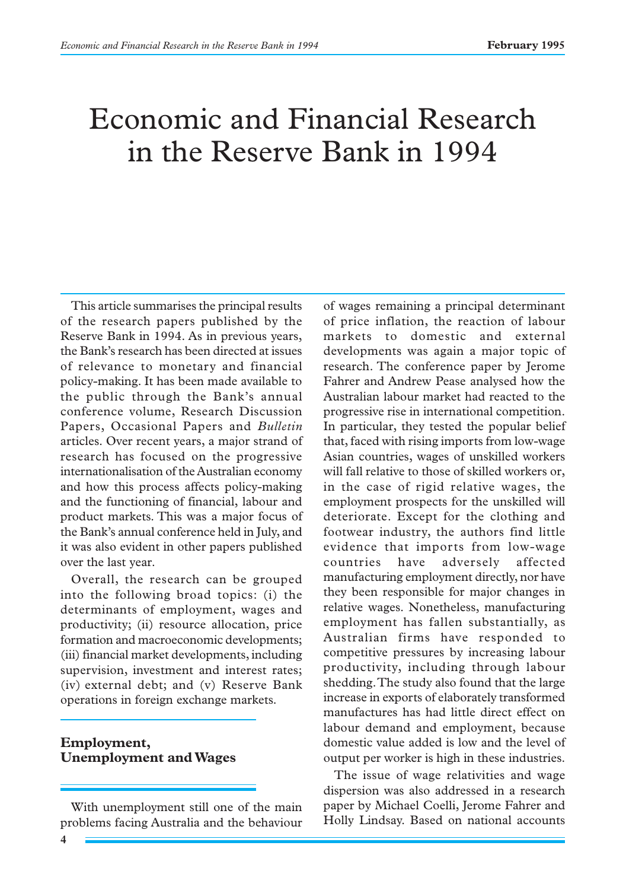# Economic and Financial Research in the Reserve Bank in 1994

This article summarises the principal results of the research papers published by the Reserve Bank in 1994. As in previous years, the Bank's research has been directed at issues of relevance to monetary and financial policy-making. It has been made available to the public through the Bank's annual conference volume, Research Discussion Papers, Occasional Papers and *Bulletin* articles. Over recent years, a major strand of research has focused on the progressive internationalisation of the Australian economy and how this process affects policy-making and the functioning of financial, labour and product markets. This was a major focus of the Bank's annual conference held in July, and it was also evident in other papers published over the last year.

Overall, the research can be grouped into the following broad topics: (i) the determinants of employment, wages and productivity; (ii) resource allocation, price formation and macroeconomic developments; (iii) financial market developments, including supervision, investment and interest rates; (iv) external debt; and (v) Reserve Bank operations in foreign exchange markets.

## Employment, Unemployment and Wages

With unemployment still one of the main problems facing Australia and the behaviour of wages remaining a principal determinant of price inflation, the reaction of labour markets to domestic and external developments was again a major topic of research. The conference paper by Jerome Fahrer and Andrew Pease analysed how the Australian labour market had reacted to the progressive rise in international competition. In particular, they tested the popular belief that, faced with rising imports from low-wage Asian countries, wages of unskilled workers will fall relative to those of skilled workers or, in the case of rigid relative wages, the employment prospects for the unskilled will deteriorate. Except for the clothing and footwear industry, the authors find little evidence that imports from low-wage countries have adversely affected manufacturing employment directly, nor have they been responsible for major changes in relative wages. Nonetheless, manufacturing employment has fallen substantially, as Australian firms have responded to competitive pressures by increasing labour productivity, including through labour shedding. The study also found that the large increase in exports of elaborately transformed manufactures has had little direct effect on labour demand and employment, because domestic value added is low and the level of output per worker is high in these industries.

The issue of wage relativities and wage dispersion was also addressed in a research paper by Michael Coelli, Jerome Fahrer and Holly Lindsay. Based on national accounts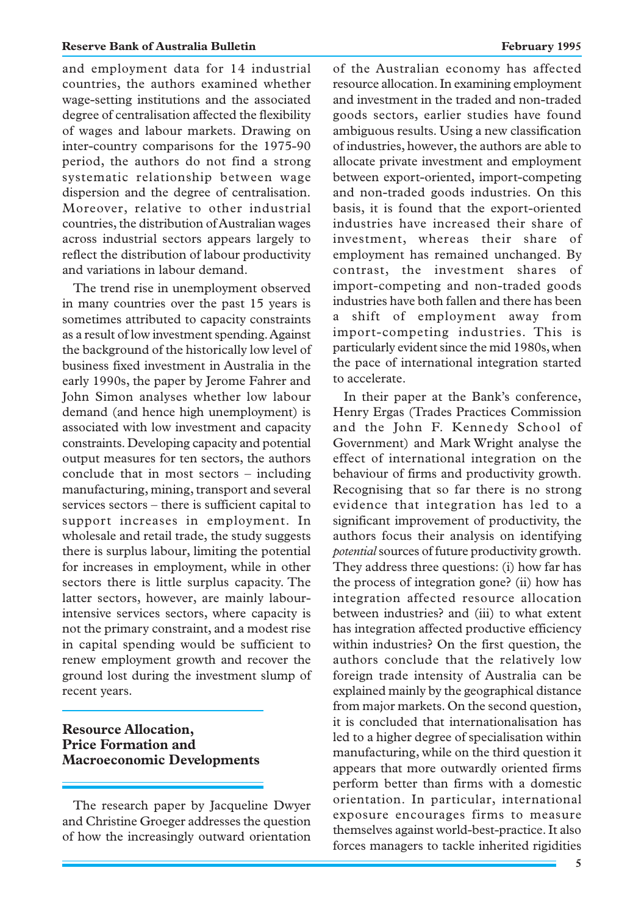and employment data for 14 industrial countries, the authors examined whether wage-setting institutions and the associated degree of centralisation affected the flexibility of wages and labour markets. Drawing on inter-country comparisons for the 1975-90 period, the authors do not find a strong systematic relationship between wage dispersion and the degree of centralisation. Moreover, relative to other industrial countries, the distribution of Australian wages across industrial sectors appears largely to reflect the distribution of labour productivity and variations in labour demand.

The trend rise in unemployment observed in many countries over the past 15 years is sometimes attributed to capacity constraints as a result of low investment spending. Against the background of the historically low level of business fixed investment in Australia in the early 1990s, the paper by Jerome Fahrer and John Simon analyses whether low labour demand (and hence high unemployment) is associated with low investment and capacity constraints. Developing capacity and potential output measures for ten sectors, the authors conclude that in most sectors – including manufacturing, mining, transport and several services sectors – there is sufficient capital to support increases in employment. In wholesale and retail trade, the study suggests there is surplus labour, limiting the potential for increases in employment, while in other sectors there is little surplus capacity. The latter sectors, however, are mainly labour-intensive services sectors, where capacity is not the primary constraint, and a modest rise in capital spending would be sufficient to renew employment growth and recover the ground lost during the investment slump of recent years.

## Resource Allocation, Price Formation and Macroeconomic Developments

The research paper by Jacqueline Dwyer and Christine Groeger addresses the question of how the increasingly outward orientation of the Australian economy has affected resource allocation. In examining employment and investment in the traded and non-traded goods sectors, earlier studies have found ambiguous results. Using a new classification of industries, however, the authors are able to allocate private investment and employment between export-oriented, import-competing and non-traded goods industries. On this basis, it is found that the export-oriented industries have increased their share of investment, whereas their share of employment has remained unchanged. By contrast, the investment shares of import-competing and non-traded goods industries have both fallen and there has been a shift of employment away from import-competing industries. This is particularly evident since the mid 1980s, when the pace of international integration started to accelerate.

In their paper at the Bank's conference, Henry Ergas (Trades Practices Commission and the John F. Kennedy School of Government) and Mark Wright analyse the effect of international integration on the behaviour of firms and productivity growth. Recognising that so far there is no strong evidence that integration has led to a significant improvement of productivity, the authors focus their analysis on identifying *potential* sources of future productivity growth. They address three questions: (i) how far has the process of integration gone? (ii) how has integration affected resource allocation between industries? and (iii) to what extent has integration affected productive efficiency within industries? On the first question, the authors conclude that the relatively low foreign trade intensity of Australia can be explained mainly by the geographical distance from major markets. On the second question, it is concluded that internationalisation has led to a higher degree of specialisation within manufacturing, while on the third question it appears that more outwardly oriented firms perform better than firms with a domestic orientation. In particular, international exposure encourages firms to measure themselves against world-best-practice. It also forces managers to tackle inherited rigidities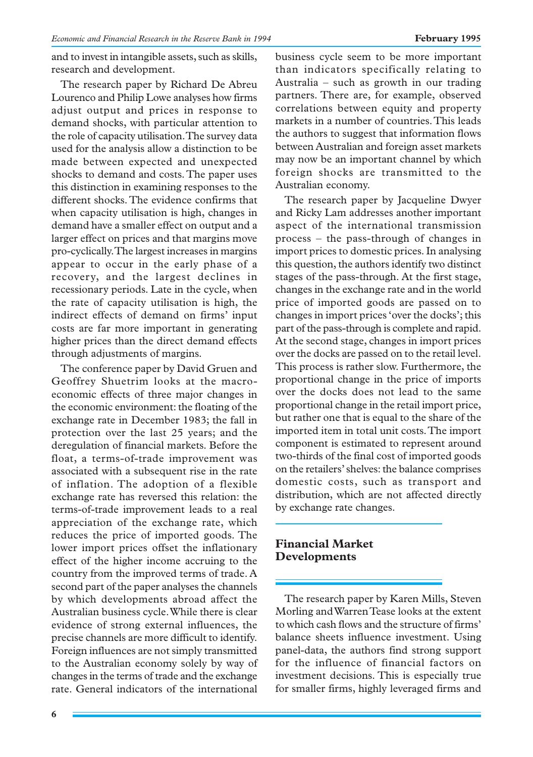and to invest in intangible assets, such as skills, research and development.

The research paper by Richard De Abreu Lourenco and Philip Lowe analyses how firms adjust output and prices in response to demand shocks, with particular attention to the role of capacity utilisation. The survey data used for the analysis allow a distinction to be made between expected and unexpected shocks to demand and costs. The paper uses this distinction in examining responses to the different shocks. The evidence confirms that when capacity utilisation is high, changes in demand have a smaller effect on output and a larger effect on prices and that margins move pro-cyclically. The largest increases in margins appear to occur in the early phase of a recovery, and the largest declines in recessionary periods. Late in the cycle, when the rate of capacity utilisation is high, the indirect effects of demand on firms' input costs are far more important in generating higher prices than the direct demand effects through adjustments of margins.

The conference paper by David Gruen and Geoffrey Shuetrim looks at the macroeconomic effects of three major changes in the economic environment: the floating of the exchange rate in December 1983; the fall in protection over the last 25 years; and the deregulation of financial markets. Before the float, a terms-of-trade improvement was associated with a subsequent rise in the rate of inflation. The adoption of a flexible exchange rate has reversed this relation: the terms-of-trade improvement leads to a real appreciation of the exchange rate, which reduces the price of imported goods. The lower import prices offset the inflationary effect of the higher income accruing to the country from the improved terms of trade. A second part of the paper analyses the channels by which developments abroad affect the Australian business cycle. While there is clear evidence of strong external influences, the precise channels are more difficult to identify. Foreign influences are not simply transmitted to the Australian economy solely by way of changes in the terms of trade and the exchange rate. General indicators of the international business cycle seem to be more important than indicators specifically relating to Australia – such as growth in our trading partners. There are, for example, observed correlations between equity and property markets in a number of countries. This leads the authors to suggest that information flows between Australian and foreign asset markets may now be an important channel by which foreign shocks are transmitted to the Australian economy.

The research paper by Jacqueline Dwyer and Ricky Lam addresses another important aspect of the international transmission process – the pass-through of changes in import prices to domestic prices. In analysing this question, the authors identify two distinct stages of the pass-through. At the first stage, changes in the exchange rate and in the world price of imported goods are passed on to changes in import prices 'over the docks'; this part of the pass-through is complete and rapid. At the second stage, changes in import prices over the docks are passed on to the retail level. This process is rather slow. Furthermore, the proportional change in the price of imports over the docks does not lead to the same proportional change in the retail import price, but rather one that is equal to the share of the imported item in total unit costs. The import component is estimated to represent around two-thirds of the final cost of imported goods on the retailers' shelves: the balance comprises domestic costs, such as transport and distribution, which are not affected directly by exchange rate changes.

## Financial Market Developments

The research paper by Karen Mills, Steven Morling and Warren Tease looks at the extent to which cash flows and the structure of firms' balance sheets influence investment. Using panel-data, the authors find strong support for the influence of financial factors on investment decisions. This is especially true for smaller firms, highly leveraged firms and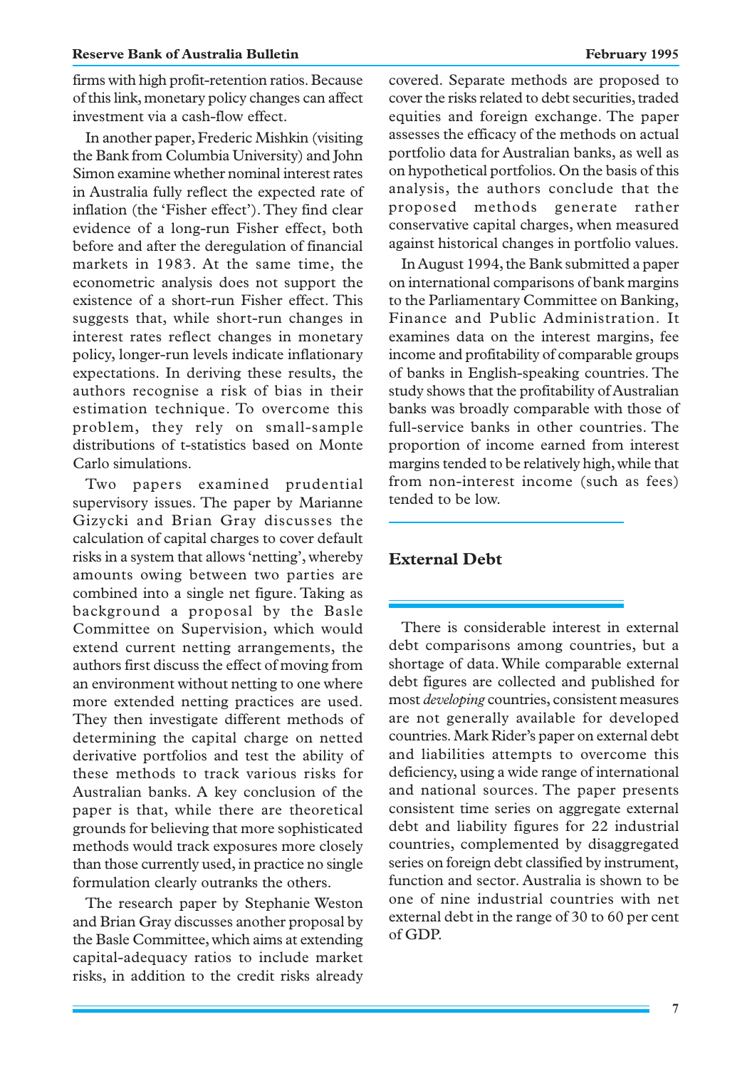firms with high profit-retention ratios. Because of this link, monetary policy changes can affect investment via a cash-flow effect.

In another paper, Frederic Mishkin (visiting the Bank from Columbia University) and John Simon examine whether nominal interest rates in Australia fully reflect the expected rate of inflation (the 'Fisher effect'). They find clear evidence of a long-run Fisher effect, both before and after the deregulation of financial markets in 1983. At the same time, the econometric analysis does not support the existence of a short-run Fisher effect. This suggests that, while short-run changes in interest rates reflect changes in monetary policy, longer-run levels indicate inflationary expectations. In deriving these results, the authors recognise a risk of bias in their estimation technique. To overcome this problem, they rely on small-sample distributions of t-statistics based on Monte Carlo simulations.

Two papers examined prudential supervisory issues. The paper by Marianne Gizycki and Brian Gray discusses the calculation of capital charges to cover default risks in a system that allows 'netting', whereby amounts owing between two parties are combined into a single net figure. Taking as background a proposal by the Basle Committee on Supervision, which would extend current netting arrangements, the authors first discuss the effect of moving from an environment without netting to one where more extended netting practices are used. They then investigate different methods of determining the capital charge on netted derivative portfolios and test the ability of these methods to track various risks for Australian banks. A key conclusion of the paper is that, while there are theoretical grounds for believing that more sophisticated methods would track exposures more closely than those currently used, in practice no single formulation clearly outranks the others.

The research paper by Stephanie Weston and Brian Gray discusses another proposal by the Basle Committee, which aims at extending capital-adequacy ratios to include market risks, in addition to the credit risks already covered. Separate methods are proposed to cover the risks related to debt securities, traded equities and foreign exchange. The paper assesses the efficacy of the methods on actual portfolio data for Australian banks, as well as on hypothetical portfolios. On the basis of this analysis, the authors conclude that the proposed methods generate rather conservative capital charges, when measured against historical changes in portfolio values.

In August 1994, the Bank submitted a paper on international comparisons of bank margins to the Parliamentary Committee on Banking, Finance and Public Administration. It examines data on the interest margins, fee income and profitability of comparable groups of banks in English-speaking countries. The study shows that the profitability of Australian banks was broadly comparable with those of full-service banks in other countries. The proportion of income earned from interest margins tended to be relatively high, while that from non-interest income (such as fees) tended to be low.

## External Debt

There is considerable interest in external debt comparisons among countries, but a shortage of data. While comparable external debt figures are collected and published for most *developing* countries, consistent measures are not generally available for developed countries. Mark Rider's paper on external debt and liabilities attempts to overcome this deficiency, using a wide range of international and national sources. The paper presents consistent time series on aggregate external debt and liability figures for 22 industrial countries, complemented by disaggregated series on foreign debt classified by instrument, function and sector. Australia is shown to be one of nine industrial countries with net external debt in the range of 30 to 60 per cent of GDP.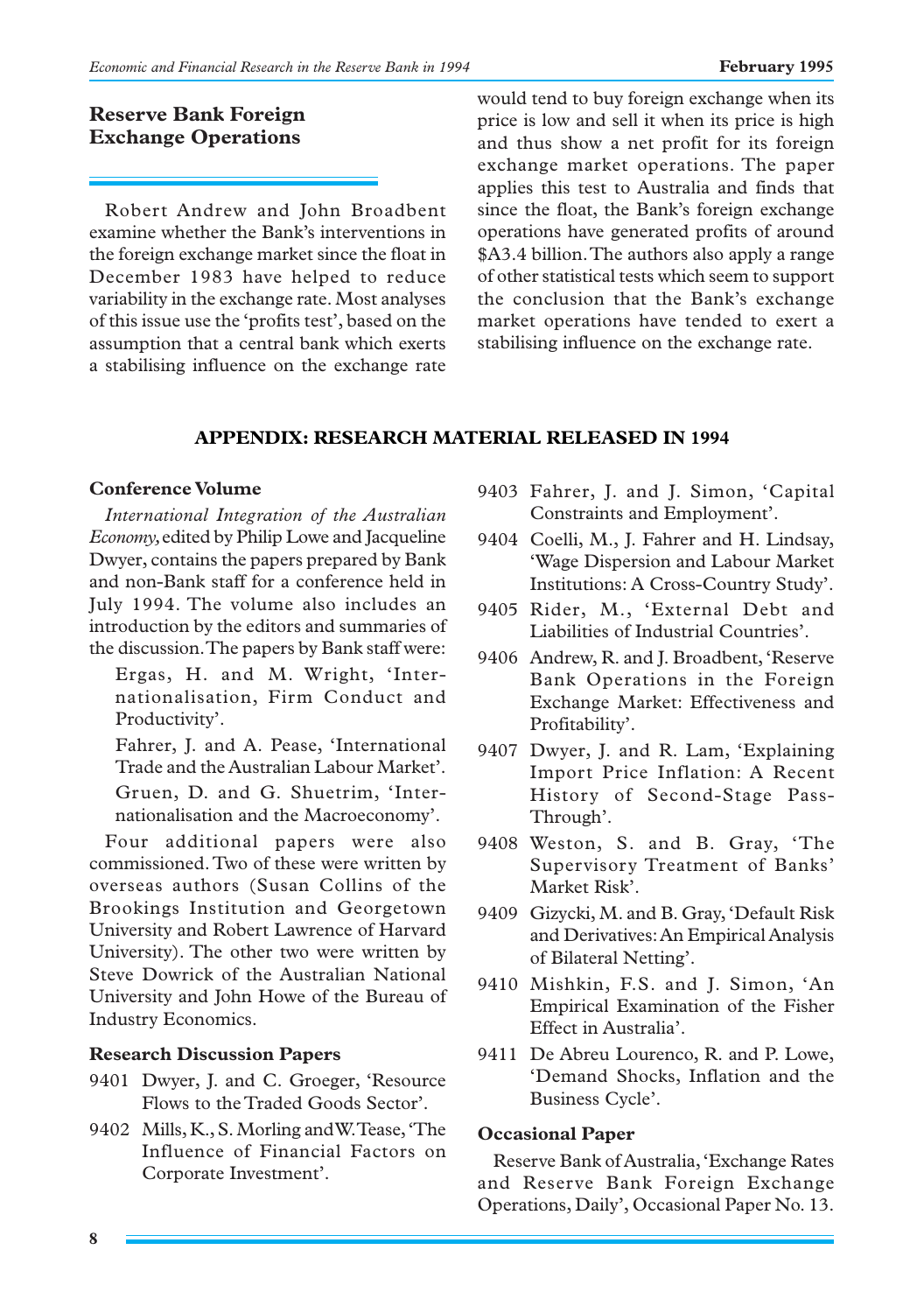### Reserve Bank Foreign Exchange Operations

Robert Andrew and John Broadbent examine whether the Bank's interventions in the foreign exchange market since the float in December 1983 have helped to reduce variability in the exchange rate. Most analyses of this issue use the 'profits test', based on the assumption that a central bank which exerts a stabilising influence on the exchange rate would tend to buy foreign exchange when its price is low and sell it when its price is high and thus show a net profit for its foreign exchange market operations. The paper applies this test to Australia and finds that since the float, the Bank's foreign exchange operations have generated profits of around $A3.4 billion. The authors also apply a range of other statistical tests which seem to support the conclusion that the Bank's exchange market operations have tended to exert a stabilising influence on the exchange rate.

## APPENDIX: RESEARCH MATERIAL RELEASED IN 1994

### Conference Volume

*International Integration of the Australian Economy,* edited by Philip Lowe and Jacqueline Dwyer, contains the papers prepared by Bank and non-Bank staff for a conference held in July 1994. The volume also includes an introduction by the editors and summaries of the discussion. The papers by Bank staff were:

Ergas, H. and M. Wright, 'Internationalisation, Firm Conduct and Productivity'.

Fahrer, J. and A. Pease, 'International Trade and the Australian Labour Market'.

Gruen, D. and G. Shuetrim, 'Internationalisation and the Macroeconomy'.

Four additional papers were also commissioned. Two of these were written by overseas authors (Susan Collins of the Brookings Institution and Georgetown University and Robert Lawrence of Harvard University). The other two were written by Steve Dowrick of the Australian National University and John Howe of the Bureau of Industry Economics.

### Research Discussion Papers

9401 Dwyer, J. and C. Groeger, 'Resource Flows to the Traded Goods Sector'.

9402 Mills, K., S. Morling and W. Tease, 'The Influence of Financial Factors on Corporate Investment'.

9403 Fahrer, J. and J. Simon, 'Capital Constraints and Employment'.

9404 Coelli, M., J. Fahrer and H. Lindsay, 'Wage Dispersion and Labour Market Institutions: A Cross-Country Study'.

9405 Rider, M., 'External Debt and Liabilities of Industrial Countries'.

9406 Andrew, R. and J. Broadbent, 'Reserve Bank Operations in the Foreign Exchange Market: Effectiveness and Profitability'.

9407 Dwyer, J. and R. Lam, 'Explaining Import Price Inflation: A Recent History of Second-Stage Pass-Through'.

9408 Weston, S. and B. Gray, 'The Supervisory Treatment of Banks' Market Risk'.

9409 Gizycki, M. and B. Gray, 'Default Risk and Derivatives: An Empirical Analysis of Bilateral Netting'.

9410 Mishkin, F.S. and J. Simon, 'An Empirical Examination of the Fisher Effect in Australia'.

9411 De Abreu Lourenco, R. and P. Lowe, 'Demand Shocks, Inflation and the Business Cycle'.

### Occasional Paper

Reserve Bank of Australia, 'Exchange Rates and Reserve Bank Foreign Exchange Operations, Daily', Occasional Paper No. 13.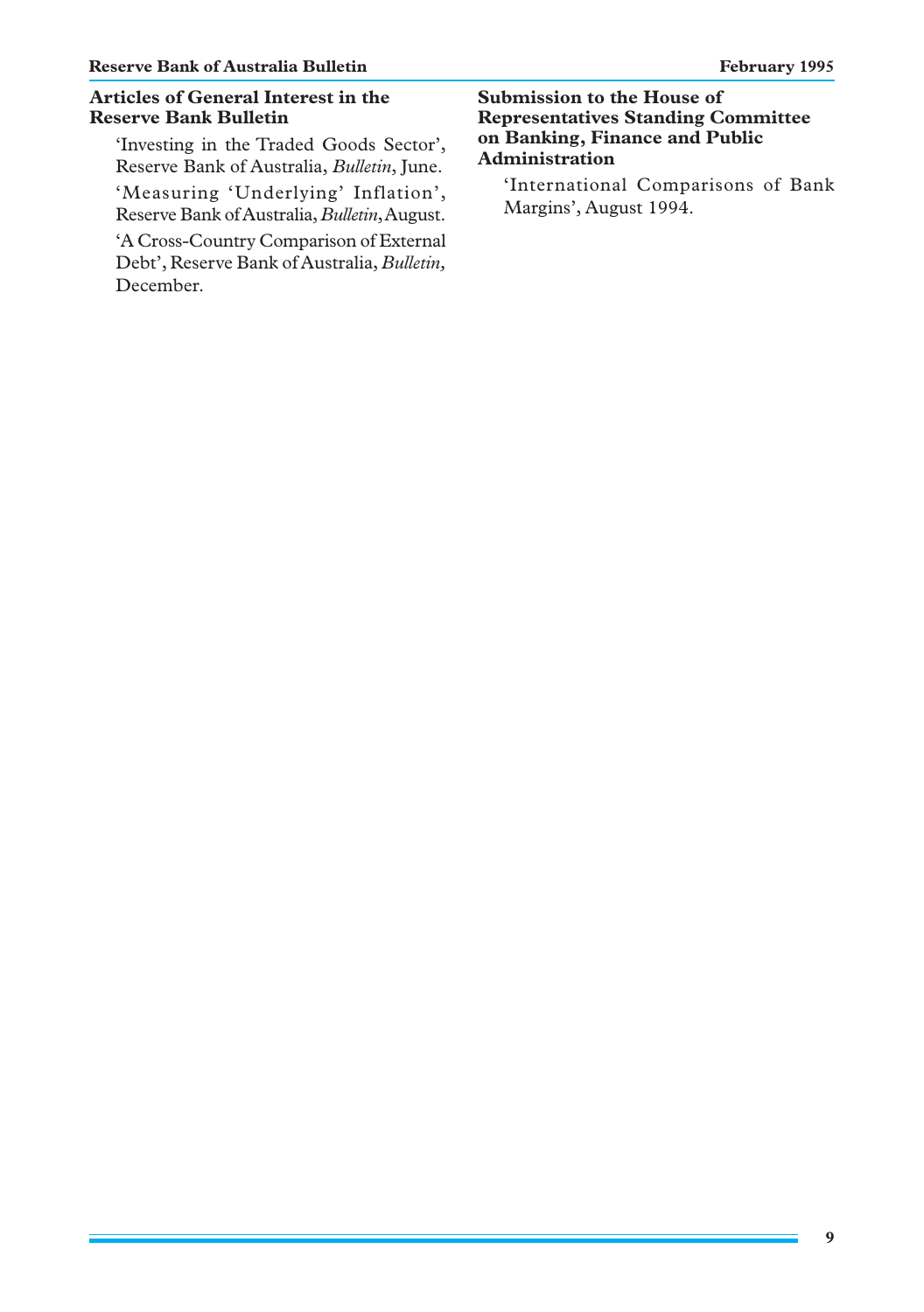### Articles of General Interest in the Reserve Bank Bulletin

'Investing in the Traded Goods Sector', Reserve Bank of Australia, *Bulletin*, June.

'Measuring 'Underlying' Inflation', Reserve Bank of Australia, *Bulletin*, August.

'A Cross-Country Comparison of External Debt', Reserve Bank of Australia, *Bulletin*, December.

### Submission to the House of Representatives Standing Committee on Banking, Finance and Public Administration

'International Comparisons of Bank Margins', August 1994.